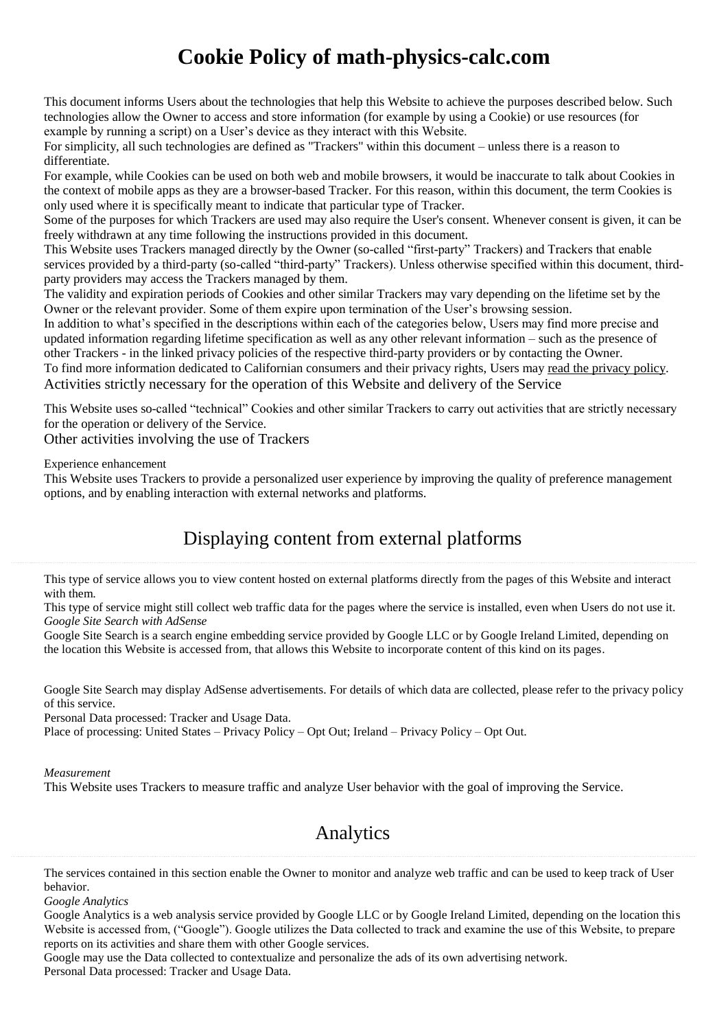# Cookie Policy of math-physics-calc.com

This document informs Users about the technologies that help this Website to achieve the purposes described below. Such technologies allow the Owner to access and store information (for example by using a Cookie) or use resources (for example by running a script) on a User's device as they interact with this Website.

For simplicity, all such technologies are defined as "Trackers" within this document – unless there is a reason to differentiate.

For example, while Cookies can be used on both web and mobile browsers, it would be inaccurate to talk about Cookies in the context of mobile apps as they are a browser-based Tracker. For this reason, within this document, the term Cookies is only used where it is specifically meant to indicate that particular type of Tracker.

Some of the purposes for which Trackers are used may also require the User's consent. Whenever consent is given, it can be freely withdrawn at any time following the instructions provided in this document.

This Website uses Trackers managed directly by the Owner (so-called "first-party" Trackers) and Trackers that enable services provided by a third-party (so-called "third-party" Trackers). Unless otherwise specified within this document, third-party providers may access the Trackers managed by them.

The validity and expiration periods of Cookies and other similar Trackers may vary depending on the lifetime set by the Owner or the relevant provider. Some of them expire upon termination of the User's browsing session.

In addition to what's specified in the descriptions within each of the categories below, Users may find more precise and updated information regarding lifetime specification as well as any other relevant information – such as the presence of other Trackers - in the linked privacy policies of the respective third-party providers or by contacting the Owner.

To find more information dedicated to Californian consumers and their privacy rights, Users may read the privacy policy.

### Activities strictly necessary for the operation of this Website and delivery of the Service

This Website uses so-called "technical" Cookies and other similar Trackers to carry out activities that are strictly necessary for the operation or delivery of the Service.

### Other activities involving the use of Trackers

Experience enhancement

This Website uses Trackers to provide a personalized user experience by improving the quality of preference management options, and by enabling interaction with external networks and platforms.

## Displaying content from external platforms

This type of service allows you to view content hosted on external platforms directly from the pages of this Website and interact with them.

This type of service might still collect web traffic data for the pages where the service is installed, even when Users do not use it.

*Google Site Search with AdSense*

Google Site Search is a search engine embedding service provided by Google LLC or by Google Ireland Limited, depending on the location this Website is accessed from, that allows this Website to incorporate content of this kind on its pages.

Google Site Search may display AdSense advertisements. For details of which data are collected, please refer to the privacy policy of this service.

Personal Data processed: Tracker and Usage Data.

Place of processing: United States – Privacy Policy – Opt Out; Ireland – Privacy Policy – Opt Out.

*Measurement*

This Website uses Trackers to measure traffic and analyze User behavior with the goal of improving the Service.

## Analytics

The services contained in this section enable the Owner to monitor and analyze web traffic and can be used to keep track of User behavior.

*Google Analytics*

Google Analytics is a web analysis service provided by Google LLC or by Google Ireland Limited, depending on the location this Website is accessed from, ("Google"). Google utilizes the Data collected to track and examine the use of this Website, to prepare reports on its activities and share them with other Google services.

Google may use the Data collected to contextualize and personalize the ads of its own advertising network.

Personal Data processed: Tracker and Usage Data.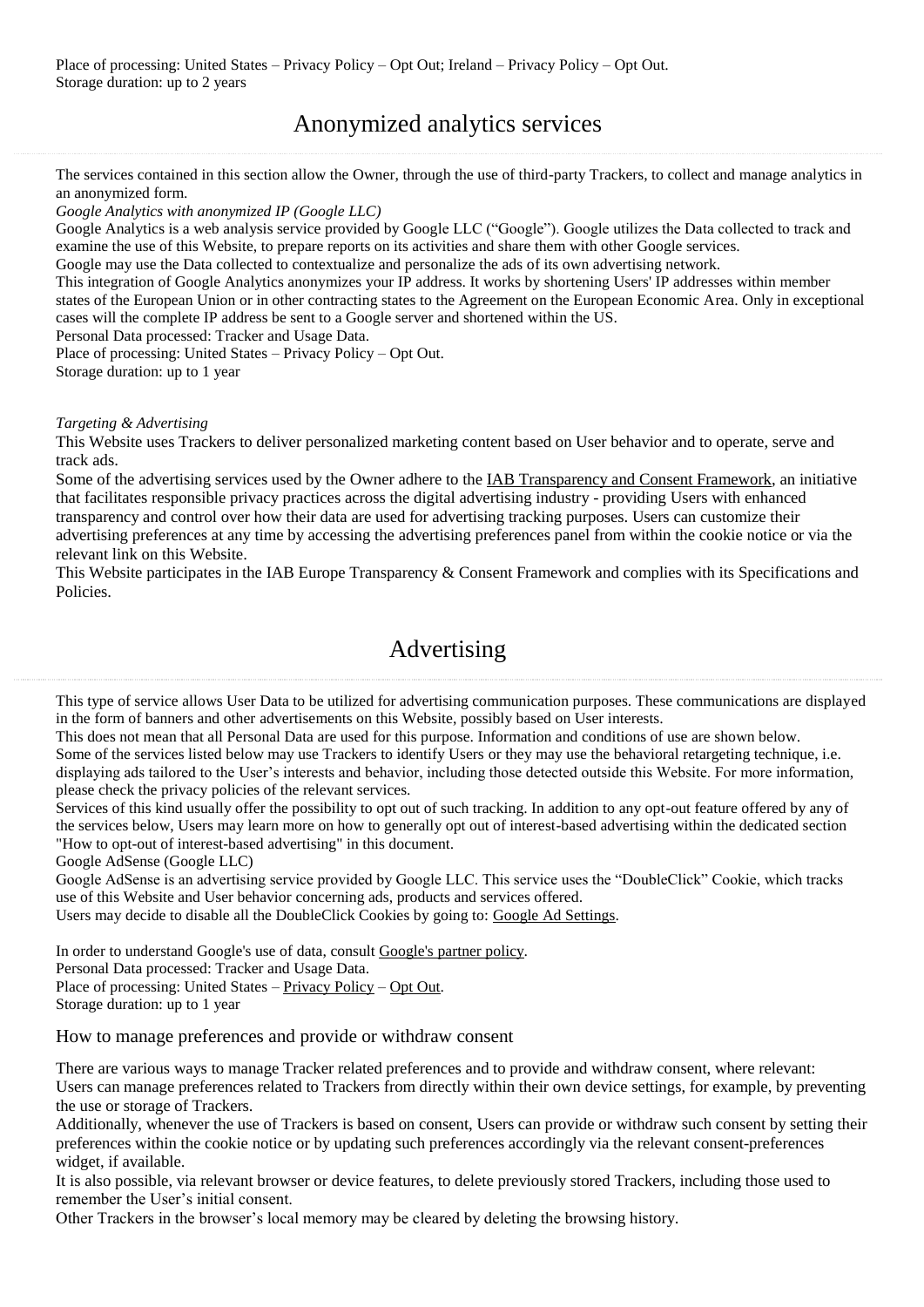Place of processing: United States – Privacy Policy – Opt Out; Ireland – Privacy Policy – Opt Out.
Storage duration: up to 2 years

## Anonymized analytics services

The services contained in this section allow the Owner, through the use of third-party Trackers, to collect and manage analytics in an anonymized form.

*Google Analytics with anonymized IP (Google LLC)*

Google Analytics is a web analysis service provided by Google LLC ("Google"). Google utilizes the Data collected to track and examine the use of this Website, to prepare reports on its activities and share them with other Google services.

Google may use the Data collected to contextualize and personalize the ads of its own advertising network.

This integration of Google Analytics anonymizes your IP address. It works by shortening Users' IP addresses within member states of the European Union or in other contracting states to the Agreement on the European Economic Area. Only in exceptional cases will the complete IP address be sent to a Google server and shortened within the US.

Personal Data processed: Tracker and Usage Data.
Place of processing: United States – Privacy Policy – Opt Out.
Storage duration: up to 1 year

*Targeting & Advertising*

This Website uses Trackers to deliver personalized marketing content based on User behavior and to operate, serve and track ads.

Some of the advertising services used by the Owner adhere to the IAB Transparency and Consent Framework, an initiative that facilitates responsible privacy practices across the digital advertising industry - providing Users with enhanced transparency and control over how their data are used for advertising tracking purposes. Users can customize their advertising preferences at any time by accessing the advertising preferences panel from within the cookie notice or via the relevant link on this Website.

This Website participates in the IAB Europe Transparency & Consent Framework and complies with its Specifications and Policies.

## Advertising

This type of service allows User Data to be utilized for advertising communication purposes. These communications are displayed in the form of banners and other advertisements on this Website, possibly based on User interests.

This does not mean that all Personal Data are used for this purpose. Information and conditions of use are shown below.

Some of the services listed below may use Trackers to identify Users or they may use the behavioral retargeting technique, i.e. displaying ads tailored to the User's interests and behavior, including those detected outside this Website. For more information, please check the privacy policies of the relevant services.

Services of this kind usually offer the possibility to opt out of such tracking. In addition to any opt-out feature offered by any of the services below, Users may learn more on how to generally opt out of interest-based advertising within the dedicated section "How to opt-out of interest-based advertising" in this document.

Google AdSense (Google LLC)

Google AdSense is an advertising service provided by Google LLC. This service uses the "DoubleClick" Cookie, which tracks use of this Website and User behavior concerning ads, products and services offered.

Users may decide to disable all the DoubleClick Cookies by going to: Google Ad Settings.

In order to understand Google's use of data, consult Google's partner policy.
Personal Data processed: Tracker and Usage Data.
Place of processing: United States – Privacy Policy – Opt Out.
Storage duration: up to 1 year

### How to manage preferences and provide or withdraw consent

There are various ways to manage Tracker related preferences and to provide and withdraw consent, where relevant:

Users can manage preferences related to Trackers from directly within their own device settings, for example, by preventing the use or storage of Trackers.

Additionally, whenever the use of Trackers is based on consent, Users can provide or withdraw such consent by setting their preferences within the cookie notice or by updating such preferences accordingly via the relevant consent-preferences widget, if available.

It is also possible, via relevant browser or device features, to delete previously stored Trackers, including those used to remember the User's initial consent.

Other Trackers in the browser's local memory may be cleared by deleting the browsing history.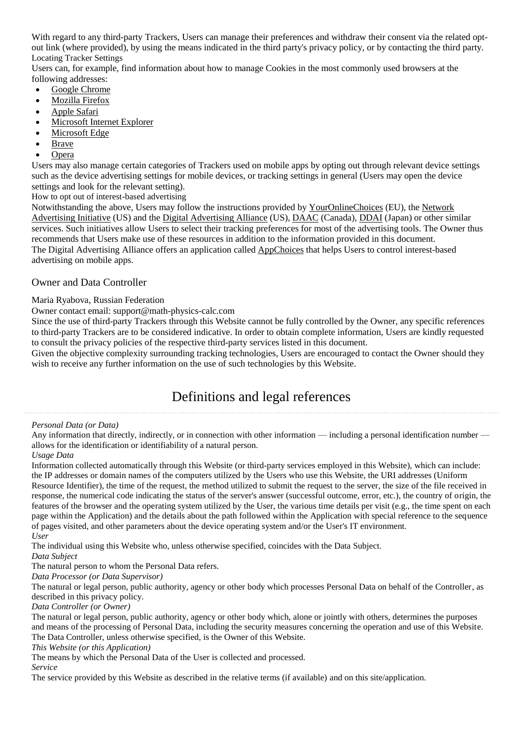With regard to any third-party Trackers, Users can manage their preferences and withdraw their consent via the related opt-out link (where provided), by using the means indicated in the third party's privacy policy, or by contacting the third party.

Locating Tracker Settings

Users can, for example, find information about how to manage Cookies in the most commonly used browsers at the following addresses:

- Google Chrome
- Mozilla Firefox
- Apple Safari
- Microsoft Internet Explorer
- Microsoft Edge
- Brave
- Opera

Users may also manage certain categories of Trackers used on mobile apps by opting out through relevant device settings such as the device advertising settings for mobile devices, or tracking settings in general (Users may open the device settings and look for the relevant setting).

How to opt out of interest-based advertising

Notwithstanding the above, Users may follow the instructions provided by YourOnlineChoices (EU), the Network Advertising Initiative (US) and the Digital Advertising Alliance (US), DAAC (Canada), DDAI (Japan) or other similar services. Such initiatives allow Users to select their tracking preferences for most of the advertising tools. The Owner thus recommends that Users make use of these resources in addition to the information provided in this document.

The Digital Advertising Alliance offers an application called AppChoices that helps Users to control interest-based advertising on mobile apps.

## Owner and Data Controller

Maria Ryabova, Russian Federation

Owner contact email: support@math-physics-calc.com

Since the use of third-party Trackers through this Website cannot be fully controlled by the Owner, any specific references to third-party Trackers are to be considered indicative. In order to obtain complete information, Users are kindly requested to consult the privacy policies of the respective third-party services listed in this document.

Given the objective complexity surrounding tracking technologies, Users are encouraged to contact the Owner should they wish to receive any further information on the use of such technologies by this Website.

# Definitions and legal references

*Personal Data (or Data)*

Any information that directly, indirectly, or in connection with other information — including a personal identification number — allows for the identification or identifiability of a natural person.

*Usage Data*

Information collected automatically through this Website (or third-party services employed in this Website), which can include: the IP addresses or domain names of the computers utilized by the Users who use this Website, the URI addresses (Uniform Resource Identifier), the time of the request, the method utilized to submit the request to the server, the size of the file received in response, the numerical code indicating the status of the server's answer (successful outcome, error, etc.), the country of origin, the features of the browser and the operating system utilized by the User, the various time details per visit (e.g., the time spent on each page within the Application) and the details about the path followed within the Application with special reference to the sequence of pages visited, and other parameters about the device operating system and/or the User's IT environment.

*User*

The individual using this Website who, unless otherwise specified, coincides with the Data Subject.

*Data Subject*

The natural person to whom the Personal Data refers.

*Data Processor (or Data Supervisor)*

The natural or legal person, public authority, agency or other body which processes Personal Data on behalf of the Controller, as described in this privacy policy.

*Data Controller (or Owner)*

The natural or legal person, public authority, agency or other body which, alone or jointly with others, determines the purposes and means of the processing of Personal Data, including the security measures concerning the operation and use of this Website. The Data Controller, unless otherwise specified, is the Owner of this Website.

*This Website (or this Application)*

The means by which the Personal Data of the User is collected and processed.

*Service*

The service provided by this Website as described in the relative terms (if available) and on this site/application.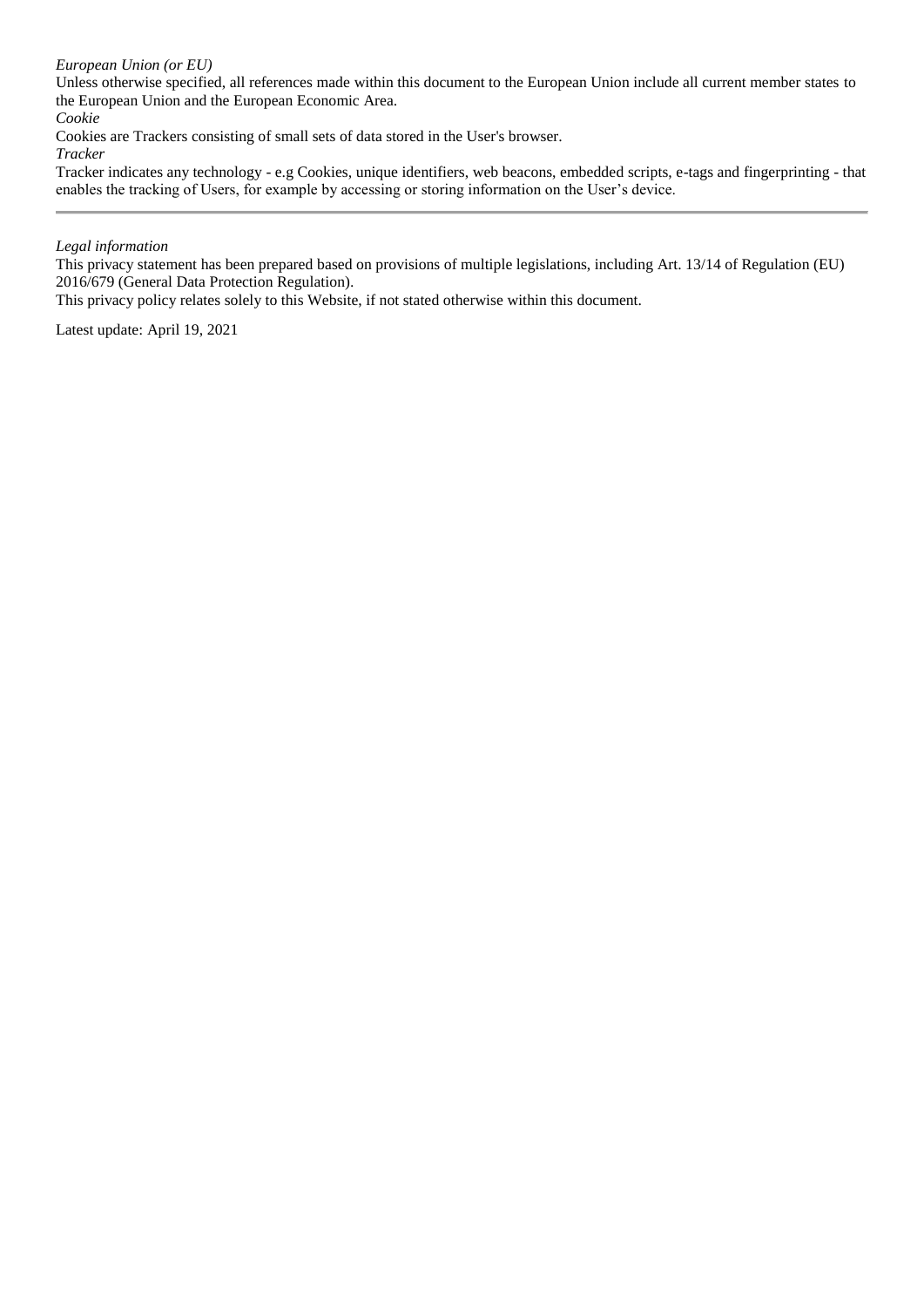*European Union (or EU)*

Unless otherwise specified, all references made within this document to the European Union include all current member states to the European Union and the European Economic Area.

*Cookie*

Cookies are Trackers consisting of small sets of data stored in the User's browser.

*Tracker*

Tracker indicates any technology - e.g Cookies, unique identifiers, web beacons, embedded scripts, e-tags and fingerprinting - that enables the tracking of Users, for example by accessing or storing information on the User's device.

---

*Legal information*

This privacy statement has been prepared based on provisions of multiple legislations, including Art. 13/14 of Regulation (EU) 2016/679 (General Data Protection Regulation).

This privacy policy relates solely to this Website, if not stated otherwise within this document.

Latest update: April 19, 2021